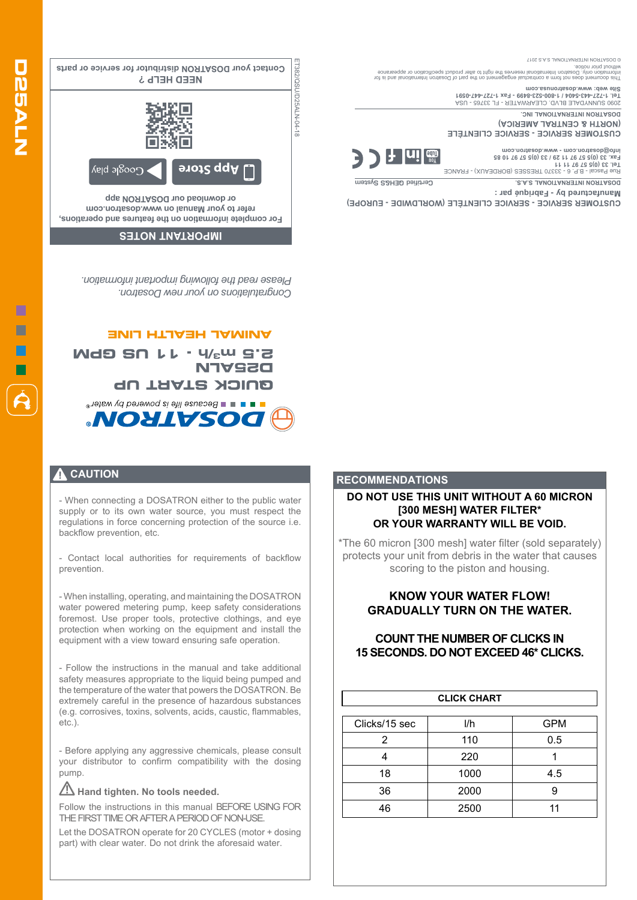D25ALN

# DOSATRON®

Because life is powered by water®

## QUICK START UP

## D25ALN

## 2.5 m³/h - 11 US GPM

## ANIMAL HEALTH LINE

*Congratulations on your new Dosatron.*
*Please read the following important information.*

### IMPORTANT NOTES

For complete information on the features and operations, refer to your Manual on www.dosatron.com or download our DOSATRON app

App Store | Google play

### NEED HELP ?

Contact your DOSATRON distributor for service or parts

ET382/QSU/D25ALN-04-18

**CUSTOMER SERVICE - SERVICE CLIENTÈLE (WORLDWIDE - EUROPE)**

Manufactured by - Fabriqué par :

DOSATRON INTERNATIONAL S.A.S.
Rue Pascal - B.P. 6 - 33370 TRESSES (BORDEAUX) - FRANCE
Tel. 33 (0)5 57 97 11 11
Fax. 33 (0)5 57 97 11 29 / 33 (0)5 57 97 10 85
info@dosatron.com - www.dosatron.com

Certified QHSE System

**CUSTOMER SERVICE - SERVICE CLIENTÈLE (NORTH & CENTRAL AMERICA)**

DOSATRON INTERNATIONAL INC.
2090 SUNNYDALE BLVD. CLEARWATER - FL 33765 - USA
Tel. 1-727-443-5404 / 1-800-523-8499 - Fax 1-727-447-0591
Site web: www.dosatronusa.com

This document does not form a contractual engagement on the part of Dosatron International and is for information only. Dosatron International reserves the right to alter product specifications or appearance without prior notice.

© DOSATRON INTERNATIONAL S.A.S 2017

## ⚠ CAUTION

- When connecting a DOSATRON either to the public water supply or to its own water source, you must respect the regulations in force concerning protection of the source i.e. backflow prevention, etc.

- Contact local authorities for requirements of backflow prevention.

- When installing, operating, and maintaining the DOSATRON water powered metering pump, keep safety considerations foremost. Use proper tools, protective clothings, and eye protection when working on the equipment and install the equipment with a view toward ensuring safe operation.

- Follow the instructions in the manual and take additional safety measures appropriate to the liquid being pumped and the temperature of the water that powers the DOSATRON. Be extremely careful in the presence of hazardous substances (e.g. corrosives, toxins, solvents, acids, caustic, flammables, etc.).

- Before applying any aggressive chemicals, please consult your distributor to confirm compatibility with the dosing pump.

⚠ **Hand tighten. No tools needed.**

Follow the instructions in this manual BEFORE USING FOR THE FIRST TIME OR AFTER A PERIOD OF NON-USE.

Let the DOSATRON operate for 20 CYCLES (motor + dosing part) with clear water. Do not drink the aforesaid water.

## RECOMMENDATIONS

**DO NOT USE THIS UNIT WITHOUT A 60 MICRON [300 MESH] WATER FILTER* OR YOUR WARRANTY WILL BE VOID.**

*The 60 micron [300 mesh] water filter (sold separately) protects your unit from debris in the water that causes scoring to the piston and housing.

**KNOW YOUR WATER FLOW! GRADUALLY TURN ON THE WATER.**

**COUNT THE NUMBER OF CLICKS IN 15 SECONDS. DO NOT EXCEED 46* CLICKS.**

**CLICK CHART**

| Clicks/15 sec | l/h | GPM |
|---|---|---|
| 2 | 110 | 0.5 |
| 4 | 220 | 1 |
| 18 | 1000 | 4.5 |
| 36 | 2000 | 9 |
| 46 | 2500 | 11 |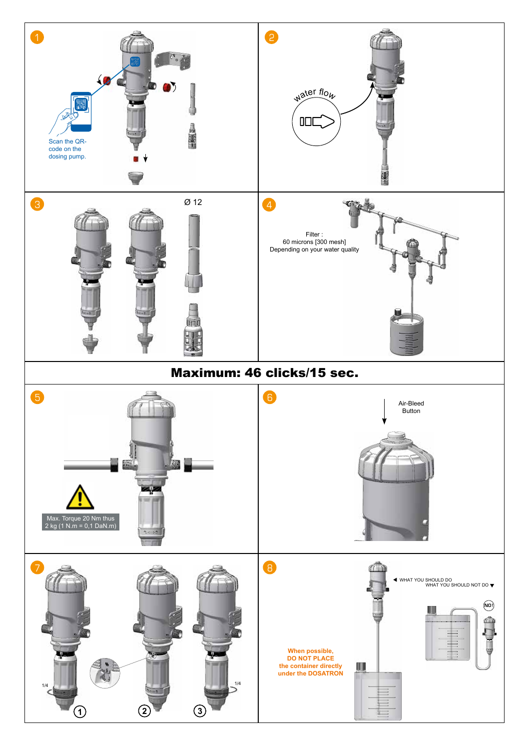1

Scan the QR-code on the dosing pump.

2

water flow

3

Ø 12

4

Filter :
60 microns [300 mesh]
Depending on your water quality

# Maximum: 46 clicks/15 sec.

5

Max. Torque 20 Nm thus 2 kg (1 N.m = 0,1 DaN.m)

6

Air-Bleed Button

7

1/4

1/4

1 2 3

8

◀ WHAT YOU SHOULD DO
WHAT YOU SHOULD NOT DO ▼

NO!

**When possible, DO NOT PLACE the container directly under the DOSATRON**